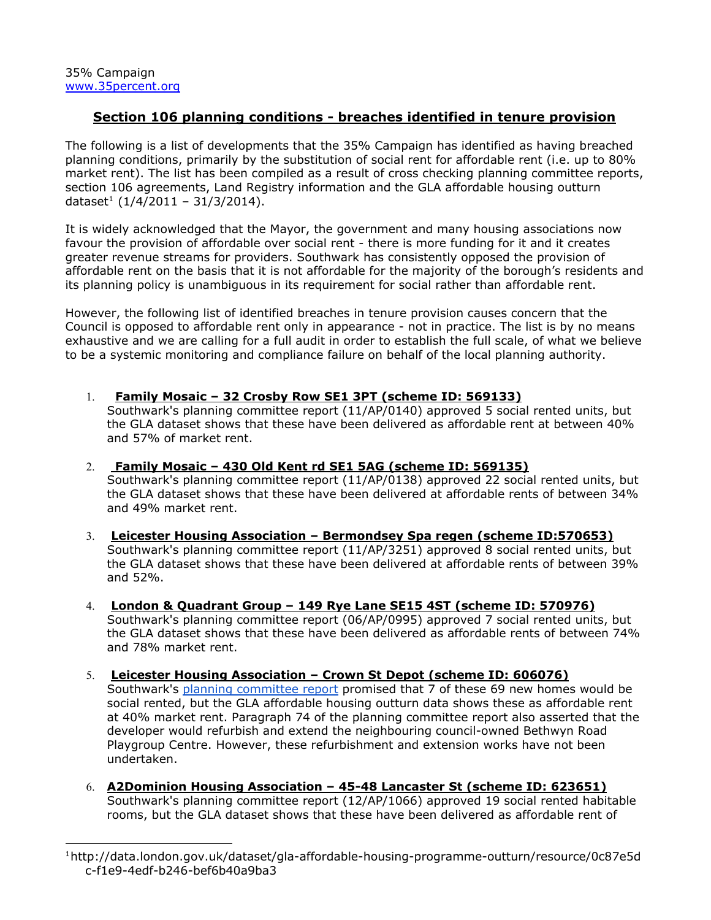35% Campaign
www.35percent.org

## Section 106 planning conditions - breaches identified in tenure provision

The following is a list of developments that the 35% Campaign has identified as having breached planning conditions, primarily by the substitution of social rent for affordable rent (i.e. up to 80% market rent). The list has been compiled as a result of cross checking planning committee reports, section 106 agreements, Land Registry information and the GLA affordable housing outturn dataset[1] (1/4/2011 – 31/3/2014).

It is widely acknowledged that the Mayor, the government and many housing associations now favour the provision of affordable over social rent - there is more funding for it and it creates greater revenue streams for providers. Southwark has consistently opposed the provision of affordable rent on the basis that it is not affordable for the majority of the borough's residents and its planning policy is unambiguous in its requirement for social rather than affordable rent.

However, the following list of identified breaches in tenure provision causes concern that the Council is opposed to affordable rent only in appearance - not in practice. The list is by no means exhaustive and we are calling for a full audit in order to establish the full scale, of what we believe to be a systemic monitoring and compliance failure on behalf of the local planning authority.

1. **Family Mosaic – 32 Crosby Row SE1 3PT (scheme ID: 569133)**
   Southwark's planning committee report (11/AP/0140) approved 5 social rented units, but the GLA dataset shows that these have been delivered as affordable rent at between 40% and 57% of market rent.

2. **Family Mosaic – 430 Old Kent rd SE1 5AG (scheme ID: 569135)**
   Southwark's planning committee report (11/AP/0138) approved 22 social rented units, but the GLA dataset shows that these have been delivered at affordable rents of between 34% and 49% market rent.

3. **Leicester Housing Association – Bermondsey Spa regen (scheme ID:570653)**
   Southwark's planning committee report (11/AP/3251) approved 8 social rented units, but the GLA dataset shows that these have been delivered at affordable rents of between 39% and 52%.

4. **London & Quadrant Group – 149 Rye Lane SE15 4ST (scheme ID: 570976)**
   Southwark's planning committee report (06/AP/0995) approved 7 social rented units, but the GLA dataset shows that these have been delivered as affordable rents of between 74% and 78% market rent.

5. **Leicester Housing Association – Crown St Depot (scheme ID: 606076)**
   Southwark's planning committee report promised that 7 of these 69 new homes would be social rented, but the GLA affordable housing outturn data shows these as affordable rent at 40% market rent. Paragraph 74 of the planning committee report also asserted that the developer would refurbish and extend the neighbouring council-owned Bethwyn Road Playgroup Centre. However, these refurbishment and extension works have not been undertaken.

6. **A2Dominion Housing Association – 45-48 Lancaster St (scheme ID: 623651)**
   Southwark's planning committee report (12/AP/1066) approved 19 social rented habitable rooms, but the GLA dataset shows that these have been delivered as affordable rent of

[1] http://data.london.gov.uk/dataset/gla-affordable-housing-programme-outturn/resource/0c87e5dc-f1e9-4edf-b246-bef6b40a9ba3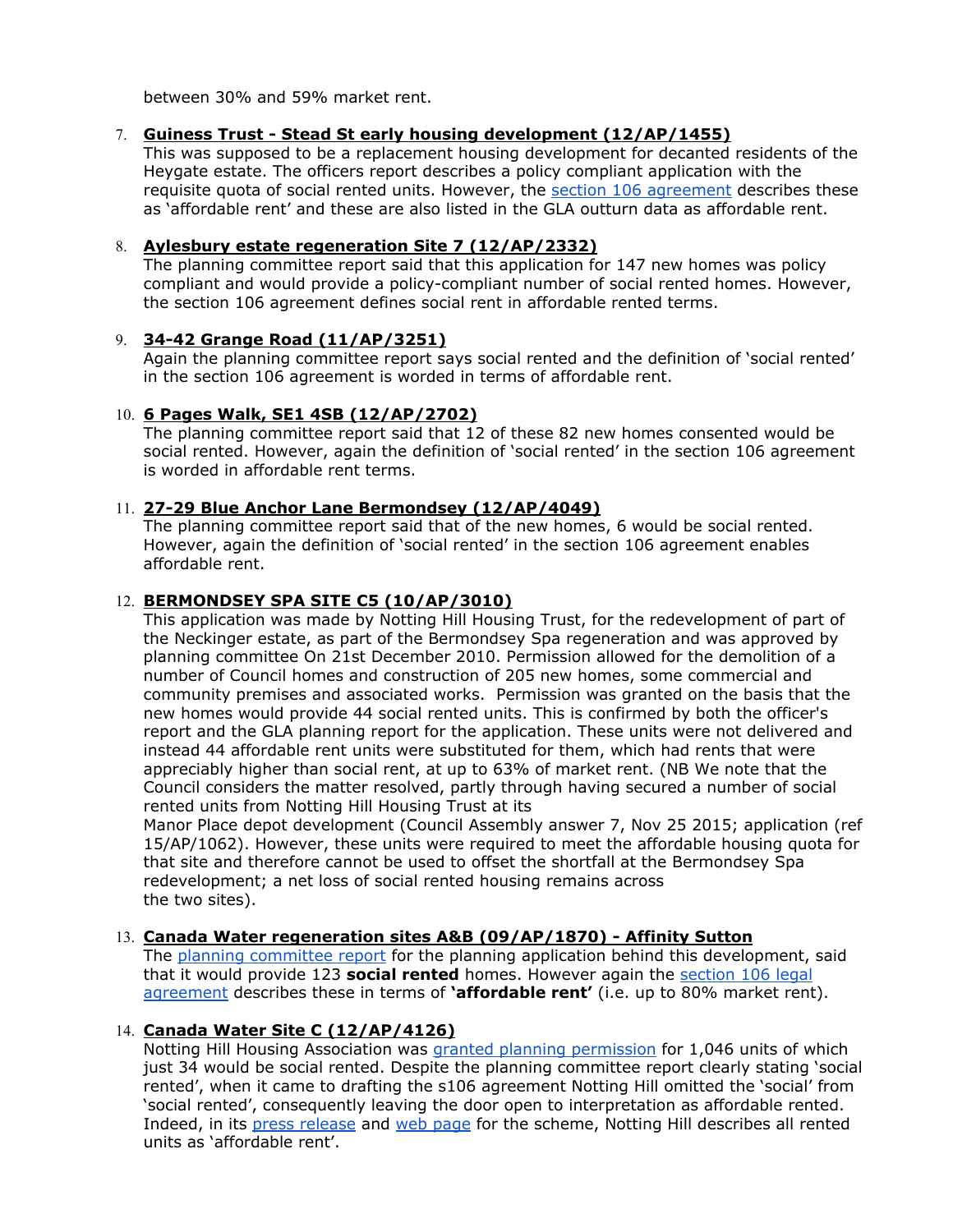between 30% and 59% market rent.

7. **Guiness Trust - Stead St early housing development (12/AP/1455)**
   This was supposed to be a replacement housing development for decanted residents of the Heygate estate. The officers report describes a policy compliant application with the requisite quota of social rented units. However, the section 106 agreement describes these as 'affordable rent' and these are also listed in the GLA outturn data as affordable rent.

8. **Aylesbury estate regeneration Site 7 (12/AP/2332)**
   The planning committee report said that this application for 147 new homes was policy compliant and would provide a policy-compliant number of social rented homes. However, the section 106 agreement defines social rent in affordable rented terms.

9. **34-42 Grange Road (11/AP/3251)**
   Again the planning committee report says social rented and the definition of 'social rented' in the section 106 agreement is worded in terms of affordable rent.

10. **6 Pages Walk, SE1 4SB (12/AP/2702)**
    The planning committee report said that 12 of these 82 new homes consented would be social rented. However, again the definition of 'social rented' in the section 106 agreement is worded in affordable rent terms.

11. **27-29 Blue Anchor Lane Bermondsey (12/AP/4049)**
    The planning committee report said that of the new homes, 6 would be social rented. However, again the definition of 'social rented' in the section 106 agreement enables affordable rent.

12. **BERMONDSEY SPA SITE C5 (10/AP/3010)**
    This application was made by Notting Hill Housing Trust, for the redevelopment of part of the Neckinger estate, as part of the Bermondsey Spa regeneration and was approved by planning committee On 21st December 2010. Permission allowed for the demolition of a number of Council homes and construction of 205 new homes, some commercial and community premises and associated works. Permission was granted on the basis that the new homes would provide 44 social rented units. This is confirmed by both the officer's report and the GLA planning report for the application. These units were not delivered and instead 44 affordable rent units were substituted for them, which had rents that were appreciably higher than social rent, at up to 63% of market rent. (NB We note that the Council considers the matter resolved, partly through having secured a number of social rented units from Notting Hill Housing Trust at its Manor Place depot development (Council Assembly answer 7, Nov 25 2015; application (ref 15/AP/1062). However, these units were required to meet the affordable housing quota for that site and therefore cannot be used to offset the shortfall at the Bermondsey Spa redevelopment; a net loss of social rented housing remains across the two sites).

13. **Canada Water regeneration sites A&B (09/AP/1870) - Affinity Sutton**
    The planning committee report for the planning application behind this development, said that it would provide 123 **social rented** homes. However again the section 106 legal agreement describes these in terms of **'affordable rent'** (i.e. up to 80% market rent).

14. **Canada Water Site C (12/AP/4126)**
    Notting Hill Housing Association was granted planning permission for 1,046 units of which just 34 would be social rented. Despite the planning committee report clearly stating 'social rented', when it came to drafting the s106 agreement Notting Hill omitted the 'social' from 'social rented', consequently leaving the door open to interpretation as affordable rented. Indeed, in its press release and web page for the scheme, Notting Hill describes all rented units as 'affordable rent'.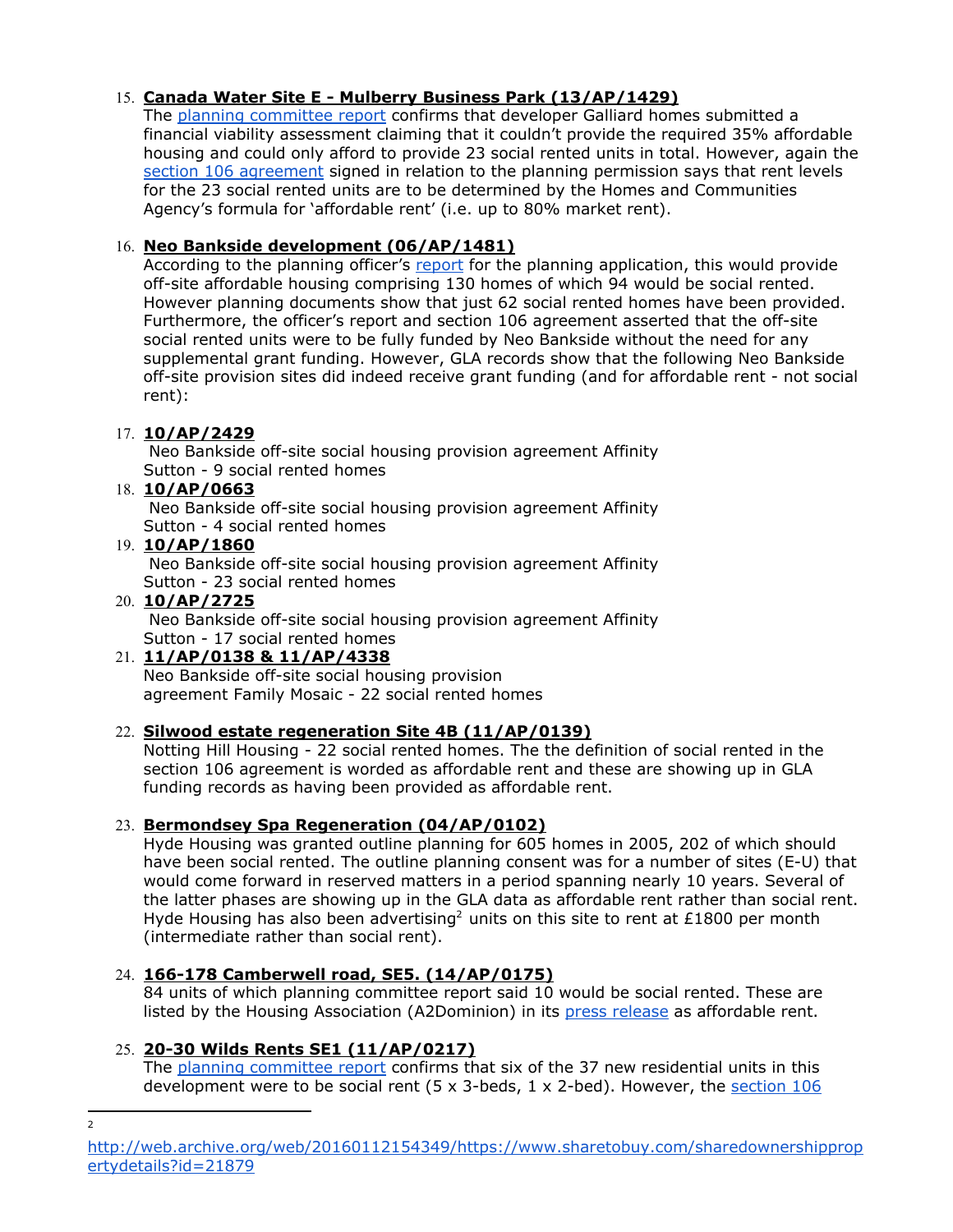15. **Canada Water Site E - Mulberry Business Park (13/AP/1429)**
The planning committee report confirms that developer Galliard homes submitted a financial viability assessment claiming that it couldn't provide the required 35% affordable housing and could only afford to provide 23 social rented units in total. However, again the section 106 agreement signed in relation to the planning permission says that rent levels for the 23 social rented units are to be determined by the Homes and Communities Agency's formula for 'affordable rent' (i.e. up to 80% market rent).

16. **Neo Bankside development (06/AP/1481)**
According to the planning officer's report for the planning application, this would provide off-site affordable housing comprising 130 homes of which 94 would be social rented. However planning documents show that just 62 social rented homes have been provided. Furthermore, the officer's report and section 106 agreement asserted that the off-site social rented units were to be fully funded by Neo Bankside without the need for any supplemental grant funding. However, GLA records show that the following Neo Bankside off-site provision sites did indeed receive grant funding (and for affordable rent - not social rent):

17. **10/AP/2429**
Neo Bankside off-site social housing provision agreement Affinity Sutton - 9 social rented homes

18. **10/AP/0663**
Neo Bankside off-site social housing provision agreement Affinity Sutton - 4 social rented homes

19. **10/AP/1860**
Neo Bankside off-site social housing provision agreement Affinity Sutton - 23 social rented homes

20. **10/AP/2725**
Neo Bankside off-site social housing provision agreement Affinity Sutton - 17 social rented homes

21. **11/AP/0138 & 11/AP/4338**
Neo Bankside off-site social housing provision agreement Family Mosaic - 22 social rented homes

22. **Silwood estate regeneration Site 4B (11/AP/0139)**
Notting Hill Housing - 22 social rented homes. The the definition of social rented in the section 106 agreement is worded as affordable rent and these are showing up in GLA funding records as having been provided as affordable rent.

23. **Bermondsey Spa Regeneration (04/AP/0102)**
Hyde Housing was granted outline planning for 605 homes in 2005, 202 of which should have been social rented. The outline planning consent was for a number of sites (E-U) that would come forward in reserved matters in a period spanning nearly 10 years. Several of the latter phases are showing up in the GLA data as affordable rent rather than social rent. Hyde Housing has also been advertising[2] units on this site to rent at £1800 per month (intermediate rather than social rent).

24. **166-178 Camberwell road, SE5. (14/AP/0175)**
84 units of which planning committee report said 10 would be social rented. These are listed by the Housing Association (A2Dominion) in its press release as affordable rent.

25. **20-30 Wilds Rents SE1 (11/AP/0217)**
The planning committee report confirms that six of the 37 new residential units in this development were to be social rent (5 x 3-beds, 1 x 2-bed). However, the section 106

---

[2] http://web.archive.org/web/20160112154349/https://www.sharetobuy.com/sharedownershippropertydetails?id=21879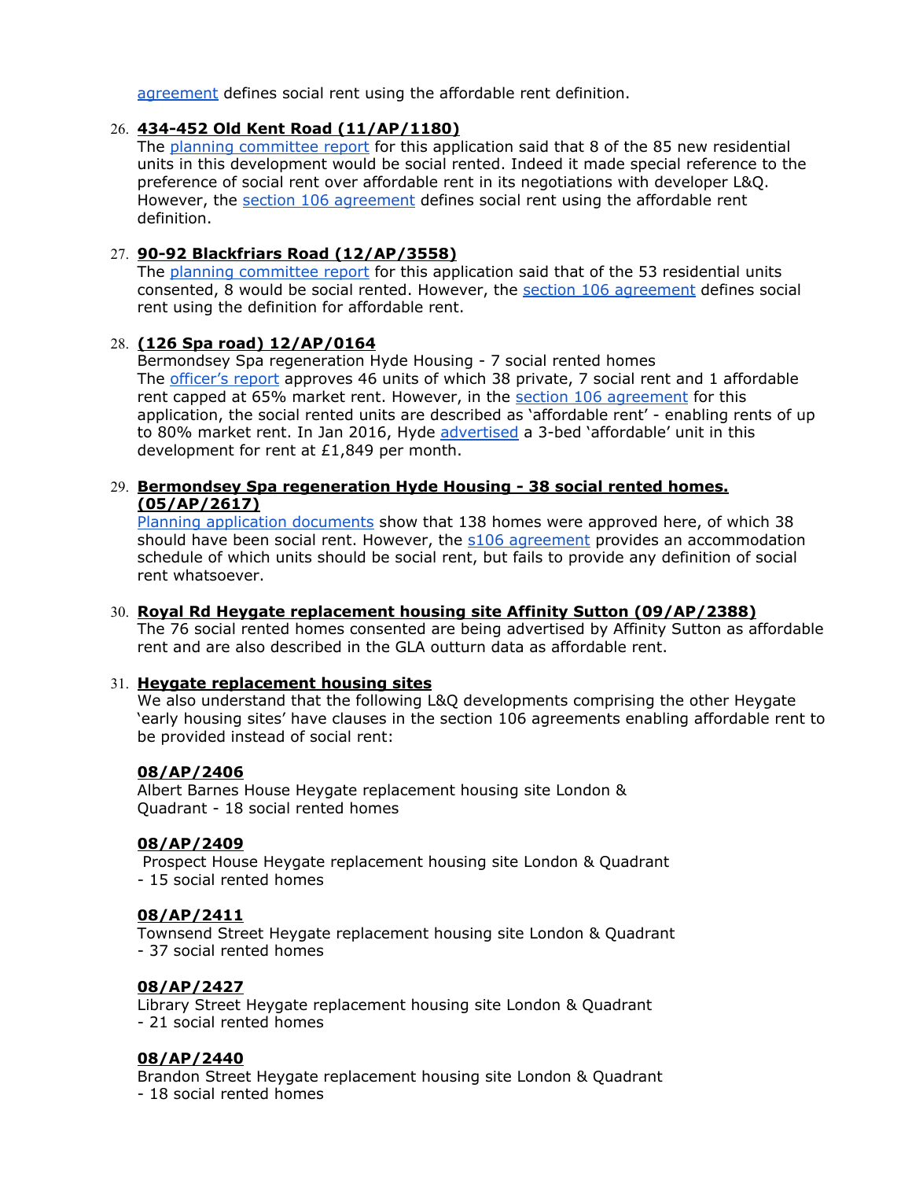agreement defines social rent using the affordable rent definition.

26. **434-452 Old Kent Road (11/AP/1180)**
    The planning committee report for this application said that 8 of the 85 new residential units in this development would be social rented. Indeed it made special reference to the preference of social rent over affordable rent in its negotiations with developer L&Q. However, the section 106 agreement defines social rent using the affordable rent definition.

27. **90-92 Blackfriars Road (12/AP/3558)**
    The planning committee report for this application said that of the 53 residential units consented, 8 would be social rented. However, the section 106 agreement defines social rent using the definition for affordable rent.

28. **(126 Spa road) 12/AP/0164**
    Bermondsey Spa regeneration Hyde Housing - 7 social rented homes
    The officer's report approves 46 units of which 38 private, 7 social rent and 1 affordable rent capped at 65% market rent. However, in the section 106 agreement for this application, the social rented units are described as 'affordable rent' - enabling rents of up to 80% market rent. In Jan 2016, Hyde advertised a 3-bed 'affordable' unit in this development for rent at £1,849 per month.

29. **Bermondsey Spa regeneration Hyde Housing - 38 social rented homes. (05/AP/2617)**
    Planning application documents show that 138 homes were approved here, of which 38 should have been social rent. However, the s106 agreement provides an accommodation schedule of which units should be social rent, but fails to provide any definition of social rent whatsoever.

30. **Royal Rd Heygate replacement housing site Affinity Sutton (09/AP/2388)**
    The 76 social rented homes consented are being advertised by Affinity Sutton as affordable rent and are also described in the GLA outturn data as affordable rent.

31. **Heygate replacement housing sites**
    We also understand that the following L&Q developments comprising the other Heygate 'early housing sites' have clauses in the section 106 agreements enabling affordable rent to be provided instead of social rent:

    **08/AP/2406**
    Albert Barnes House Heygate replacement housing site London & Quadrant - 18 social rented homes

    **08/AP/2409**
    Prospect House Heygate replacement housing site London & Quadrant - 15 social rented homes

    **08/AP/2411**
    Townsend Street Heygate replacement housing site London & Quadrant - 37 social rented homes

    **08/AP/2427**
    Library Street Heygate replacement housing site London & Quadrant - 21 social rented homes

    **08/AP/2440**
    Brandon Street Heygate replacement housing site London & Quadrant - 18 social rented homes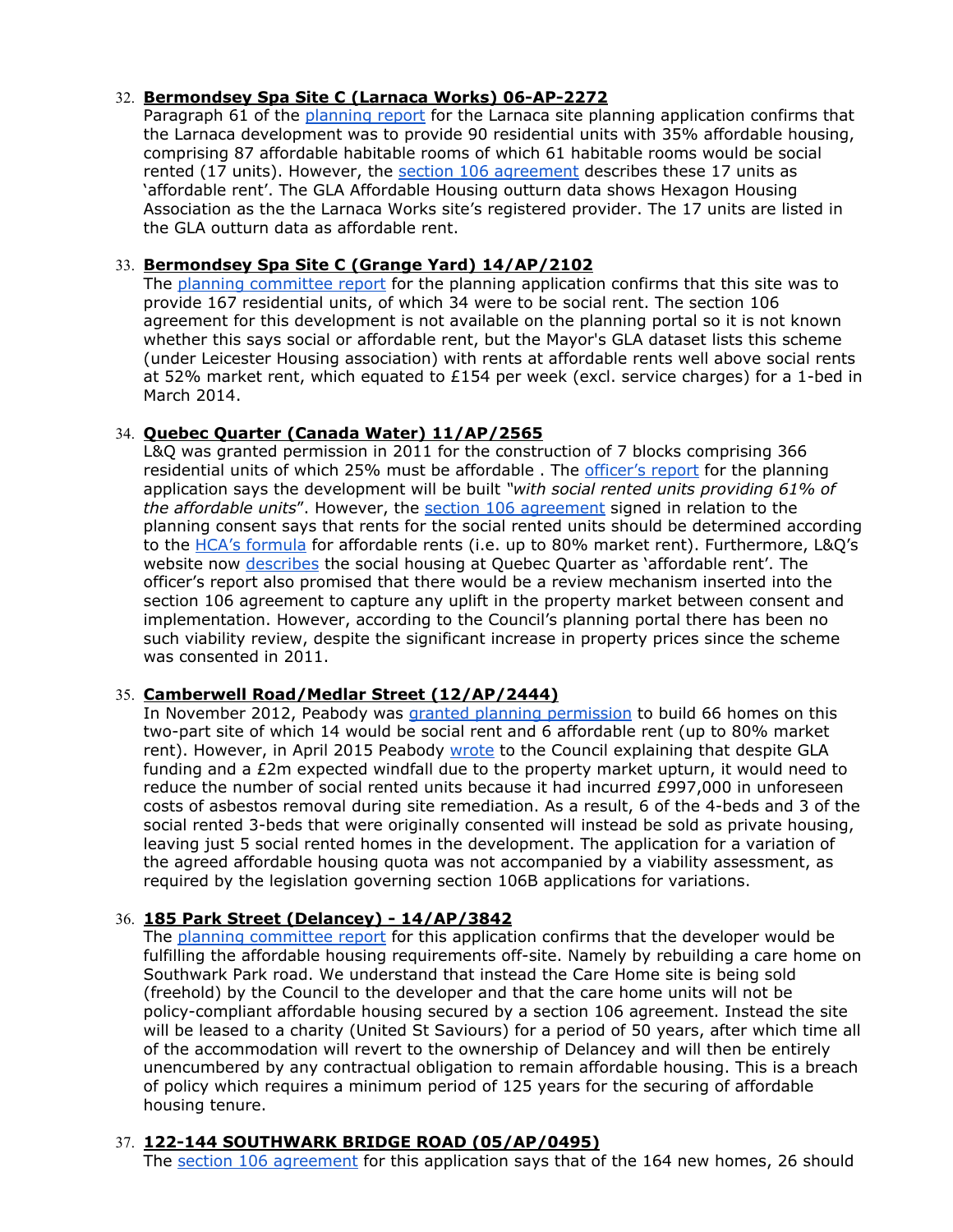32. **Bermondsey Spa Site C (Larnaca Works) 06-AP-2272**
    Paragraph 61 of the planning report for the Larnaca site planning application confirms that the Larnaca development was to provide 90 residential units with 35% affordable housing, comprising 87 affordable habitable rooms of which 61 habitable rooms would be social rented (17 units). However, the section 106 agreement describes these 17 units as 'affordable rent'. The GLA Affordable Housing outturn data shows Hexagon Housing Association as the the Larnaca Works site's registered provider. The 17 units are listed in the GLA outturn data as affordable rent.

33. **Bermondsey Spa Site C (Grange Yard) 14/AP/2102**
    The planning committee report for the planning application confirms that this site was to provide 167 residential units, of which 34 were to be social rent. The section 106 agreement for this development is not available on the planning portal so it is not known whether this says social or affordable rent, but the Mayor's GLA dataset lists this scheme (under Leicester Housing association) with rents at affordable rents well above social rents at 52% market rent, which equated to £154 per week (excl. service charges) for a 1-bed in March 2014.

34. **Quebec Quarter (Canada Water) 11/AP/2565**
    L&Q was granted permission in 2011 for the construction of 7 blocks comprising 366 residential units of which 25% must be affordable . The officer's report for the planning application says the development will be built *"with social rented units providing 61% of the affordable units*". However, the section 106 agreement signed in relation to the planning consent says that rents for the social rented units should be determined according to the HCA's formula for affordable rents (i.e. up to 80% market rent). Furthermore, L&Q's website now describes the social housing at Quebec Quarter as 'affordable rent'. The officer's report also promised that there would be a review mechanism inserted into the section 106 agreement to capture any uplift in the property market between consent and implementation. However, according to the Council's planning portal there has been no such viability review, despite the significant increase in property prices since the scheme was consented in 2011.

35. **Camberwell Road/Medlar Street (12/AP/2444)**
    In November 2012, Peabody was granted planning permission to build 66 homes on this two-part site of which 14 would be social rent and 6 affordable rent (up to 80% market rent). However, in April 2015 Peabody wrote to the Council explaining that despite GLA funding and a £2m expected windfall due to the property market upturn, it would need to reduce the number of social rented units because it had incurred £997,000 in unforeseen costs of asbestos removal during site remediation. As a result, 6 of the 4-beds and 3 of the social rented 3-beds that were originally consented will instead be sold as private housing, leaving just 5 social rented homes in the development. The application for a variation of the agreed affordable housing quota was not accompanied by a viability assessment, as required by the legislation governing section 106B applications for variations.

36. **185 Park Street (Delancey) - 14/AP/3842**
    The planning committee report for this application confirms that the developer would be fulfilling the affordable housing requirements off-site. Namely by rebuilding a care home on Southwark Park road. We understand that instead the Care Home site is being sold (freehold) by the Council to the developer and that the care home units will not be policy-compliant affordable housing secured by a section 106 agreement. Instead the site will be leased to a charity (United St Saviours) for a period of 50 years, after which time all of the accommodation will revert to the ownership of Delancey and will then be entirely unencumbered by any contractual obligation to remain affordable housing. This is a breach of policy which requires a minimum period of 125 years for the securing of affordable housing tenure.

37. **122-144 SOUTHWARK BRIDGE ROAD (05/AP/0495)**
    The section 106 agreement for this application says that of the 164 new homes, 26 should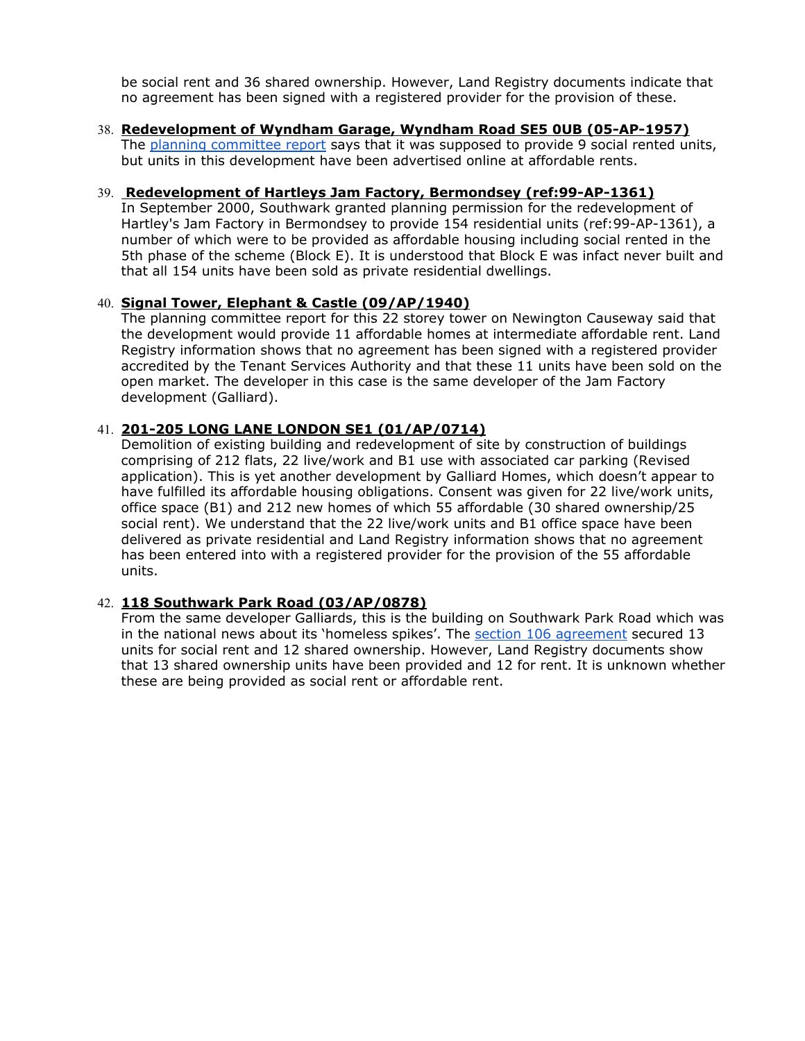be social rent and 36 shared ownership. However, Land Registry documents indicate that no agreement has been signed with a registered provider for the provision of these.

38. **Redevelopment of Wyndham Garage, Wyndham Road SE5 0UB (05-AP-1957)**
The planning committee report says that it was supposed to provide 9 social rented units, but units in this development have been advertised online at affordable rents.

39. **Redevelopment of Hartleys Jam Factory, Bermondsey (ref:99-AP-1361)**
In September 2000, Southwark granted planning permission for the redevelopment of Hartley's Jam Factory in Bermondsey to provide 154 residential units (ref:99-AP-1361), a number of which were to be provided as affordable housing including social rented in the 5th phase of the scheme (Block E). It is understood that Block E was infact never built and that all 154 units have been sold as private residential dwellings.

40. **Signal Tower, Elephant & Castle (09/AP/1940)**
The planning committee report for this 22 storey tower on Newington Causeway said that the development would provide 11 affordable homes at intermediate affordable rent. Land Registry information shows that no agreement has been signed with a registered provider accredited by the Tenant Services Authority and that these 11 units have been sold on the open market. The developer in this case is the same developer of the Jam Factory development (Galliard).

41. **201-205 LONG LANE LONDON SE1 (01/AP/0714)**
Demolition of existing building and redevelopment of site by construction of buildings comprising of 212 flats, 22 live/work and B1 use with associated car parking (Revised application). This is yet another development by Galliard Homes, which doesn't appear to have fulfilled its affordable housing obligations. Consent was given for 22 live/work units, office space (B1) and 212 new homes of which 55 affordable (30 shared ownership/25 social rent). We understand that the 22 live/work units and B1 office space have been delivered as private residential and Land Registry information shows that no agreement has been entered into with a registered provider for the provision of the 55 affordable units.

42. **118 Southwark Park Road (03/AP/0878)**
From the same developer Galliards, this is the building on Southwark Park Road which was in the national news about its 'homeless spikes'. The section 106 agreement secured 13 units for social rent and 12 shared ownership. However, Land Registry documents show that 13 shared ownership units have been provided and 12 for rent. It is unknown whether these are being provided as social rent or affordable rent.